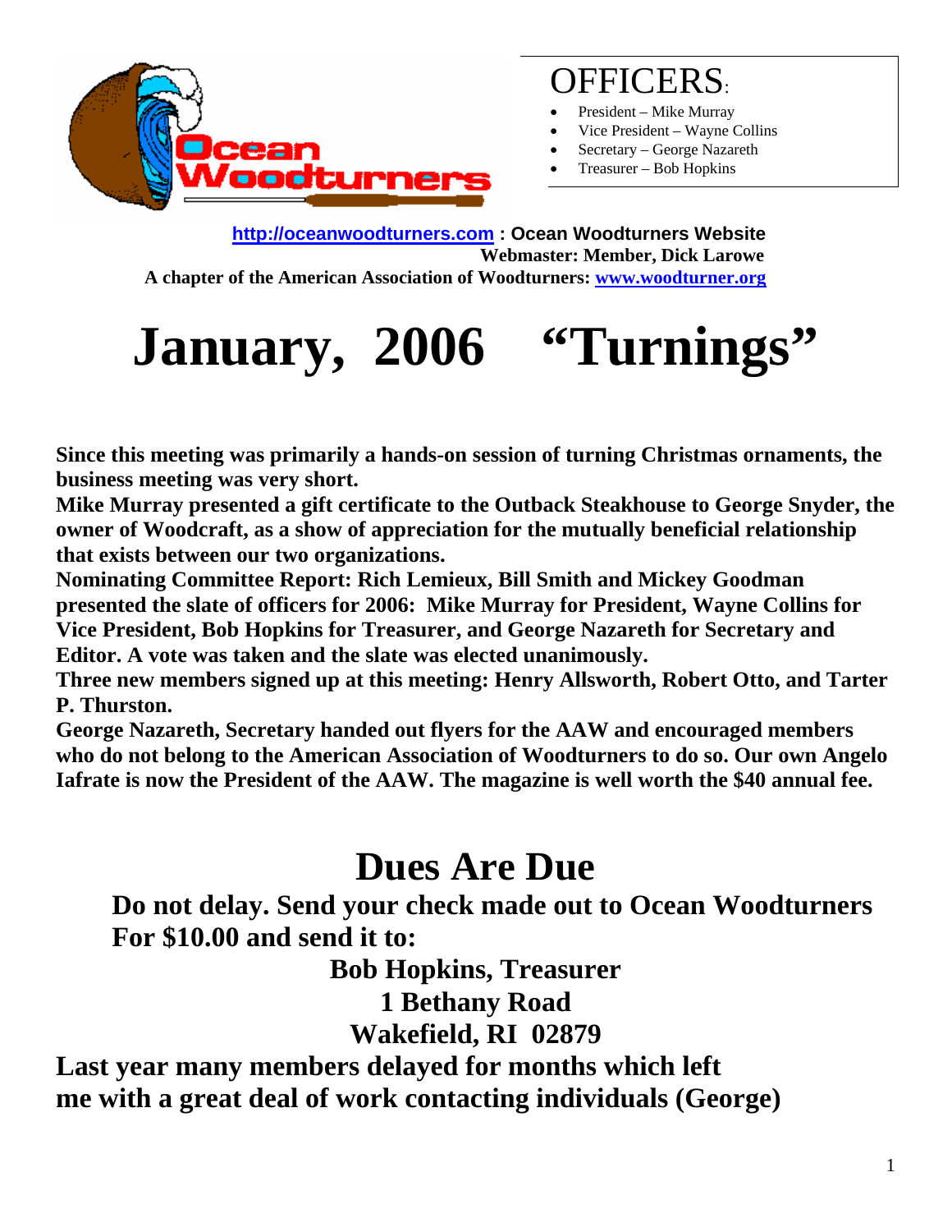# OFFICERS:

- President – Mike Murray
- Vice President – Wayne Collins
- Secretary – George Nazareth
- Treasurer – Bob Hopkins

**http://oceanwoodturners.com : Ocean Woodturners Website**
**Webmaster: Member, Dick Larowe**
**A chapter of the American Association of Woodturners: www.woodturner.org**

# January, 2006 "Turnings"

**Since this meeting was primarily a hands-on session of turning Christmas ornaments, the business meeting was very short.**
**Mike Murray presented a gift certificate to the Outback Steakhouse to George Snyder, the owner of Woodcraft, as a show of appreciation for the mutually beneficial relationship that exists between our two organizations.**
**Nominating Committee Report: Rich Lemieux, Bill Smith and Mickey Goodman presented the slate of officers for 2006: Mike Murray for President, Wayne Collins for Vice President, Bob Hopkins for Treasurer, and George Nazareth for Secretary and Editor. A vote was taken and the slate was elected unanimously.**
**Three new members signed up at this meeting: Henry Allsworth, Robert Otto, and Tarter P. Thurston.**
**George Nazareth, Secretary handed out flyers for the AAW and encouraged members who do not belong to the American Association of Woodturners to do so. Our own Angelo Iafrate is now the President of the AAW. The magazine is well worth the $40 annual fee.**

# Dues Are Due

**Do not delay. Send your check made out to Ocean Woodturners For $10.00 and send it to:**

**Bob Hopkins, Treasurer**
**1 Bethany Road**
**Wakefield, RI 02879**

**Last year many members delayed for months which left me with a great deal of work contacting individuals (George)**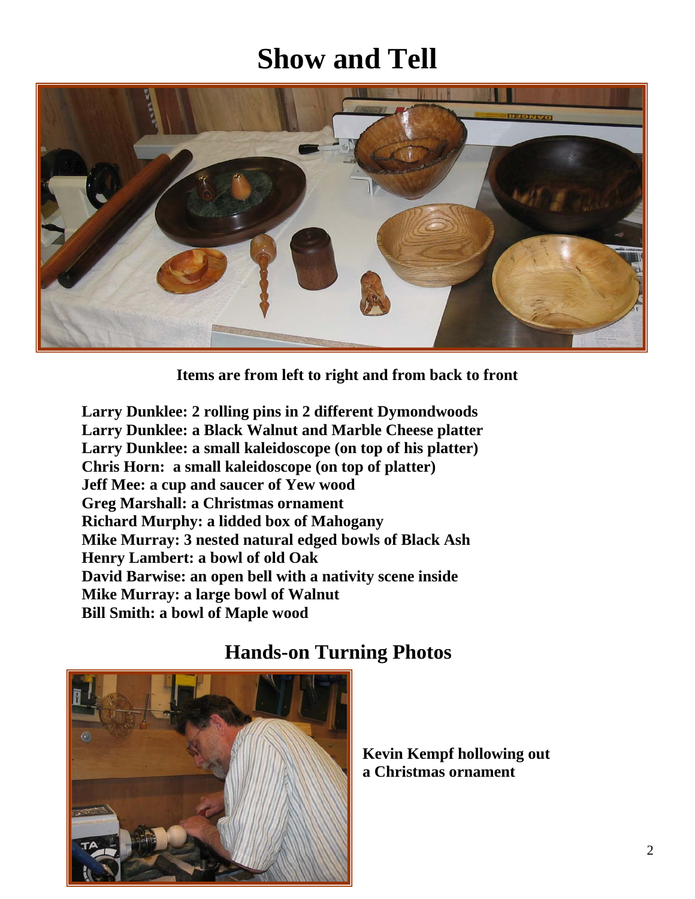# Show and Tell

**Items are from left to right and from back to front**

**Larry Dunklee: 2 rolling pins in 2 different Dymondwoods**
**Larry Dunklee: a Black Walnut and Marble Cheese platter**
**Larry Dunklee: a small kaleidoscope (on top of his platter)**
**Chris Horn: a small kaleidoscope (on top of platter)**
**Jeff Mee: a cup and saucer of Yew wood**
**Greg Marshall: a Christmas ornament**
**Richard Murphy: a lidded box of Mahogany**
**Mike Murray: 3 nested natural edged bowls of Black Ash**
**Henry Lambert: a bowl of old Oak**
**David Barwise: an open bell with a nativity scene inside**
**Mike Murray: a large bowl of Walnut**
**Bill Smith: a bowl of Maple wood**

## Hands-on Turning Photos

**Kevin Kempf hollowing out a Christmas ornament**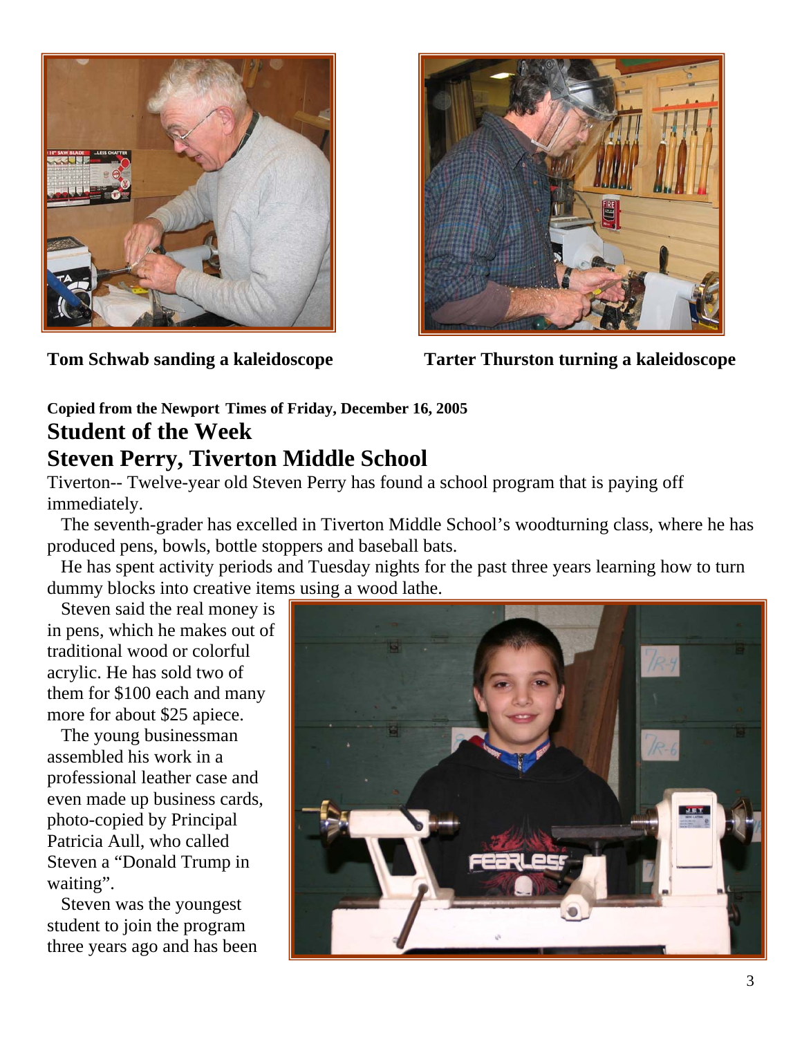**Tom Schwab sanding a kaleidoscope**

**Tarter Thurston turning a kaleidoscope**

**Copied from the Newport Times of Friday, December 16, 2005**

## Student of the Week

## Steven Perry, Tiverton Middle School

Tiverton-- Twelve-year old Steven Perry has found a school program that is paying off immediately.

The seventh-grader has excelled in Tiverton Middle School's woodturning class, where he has produced pens, bowls, bottle stoppers and baseball bats.

He has spent activity periods and Tuesday nights for the past three years learning how to turn dummy blocks into creative items using a wood lathe.

Steven said the real money is in pens, which he makes out of traditional wood or colorful acrylic. He has sold two of them for $100 each and many more for about $25 apiece.

The young businessman assembled his work in a professional leather case and even made up business cards, photo-copied by Principal Patricia Aull, who called Steven a "Donald Trump in waiting".

Steven was the youngest student to join the program three years ago and has been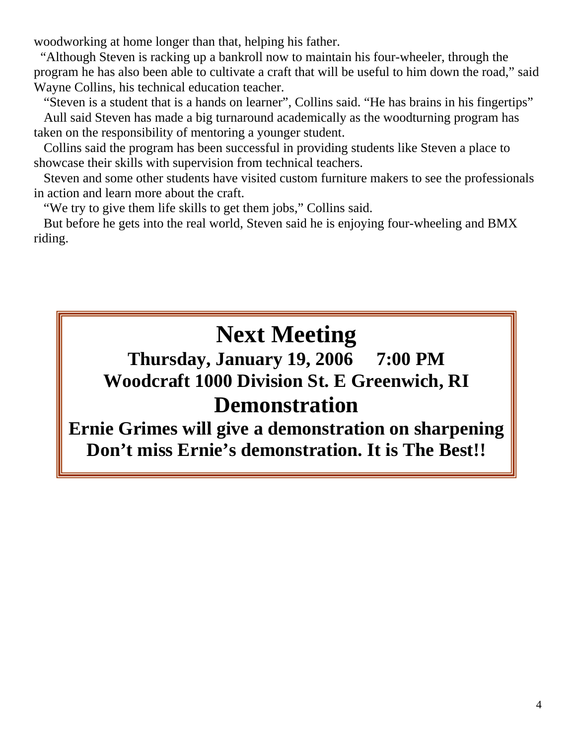woodworking at home longer than that, helping his father.

"Although Steven is racking up a bankroll now to maintain his four-wheeler, through the program he has also been able to cultivate a craft that will be useful to him down the road," said Wayne Collins, his technical education teacher.

"Steven is a student that is a hands on learner", Collins said. "He has brains in his fingertips"

Aull said Steven has made a big turnaround academically as the woodturning program has taken on the responsibility of mentoring a younger student.

Collins said the program has been successful in providing students like Steven a place to showcase their skills with supervision from technical teachers.

Steven and some other students have visited custom furniture makers to see the professionals in action and learn more about the craft.

"We try to give them life skills to get them jobs," Collins said.

But before he gets into the real world, Steven said he is enjoying four-wheeling and BMX riding.

# Next Meeting

**Thursday, January 19, 2006 7:00 PM**

**Woodcraft 1000 Division St. E Greenwich, RI**

## Demonstration

**Ernie Grimes will give a demonstration on sharpening**

**Don't miss Ernie's demonstration. It is The Best!!**